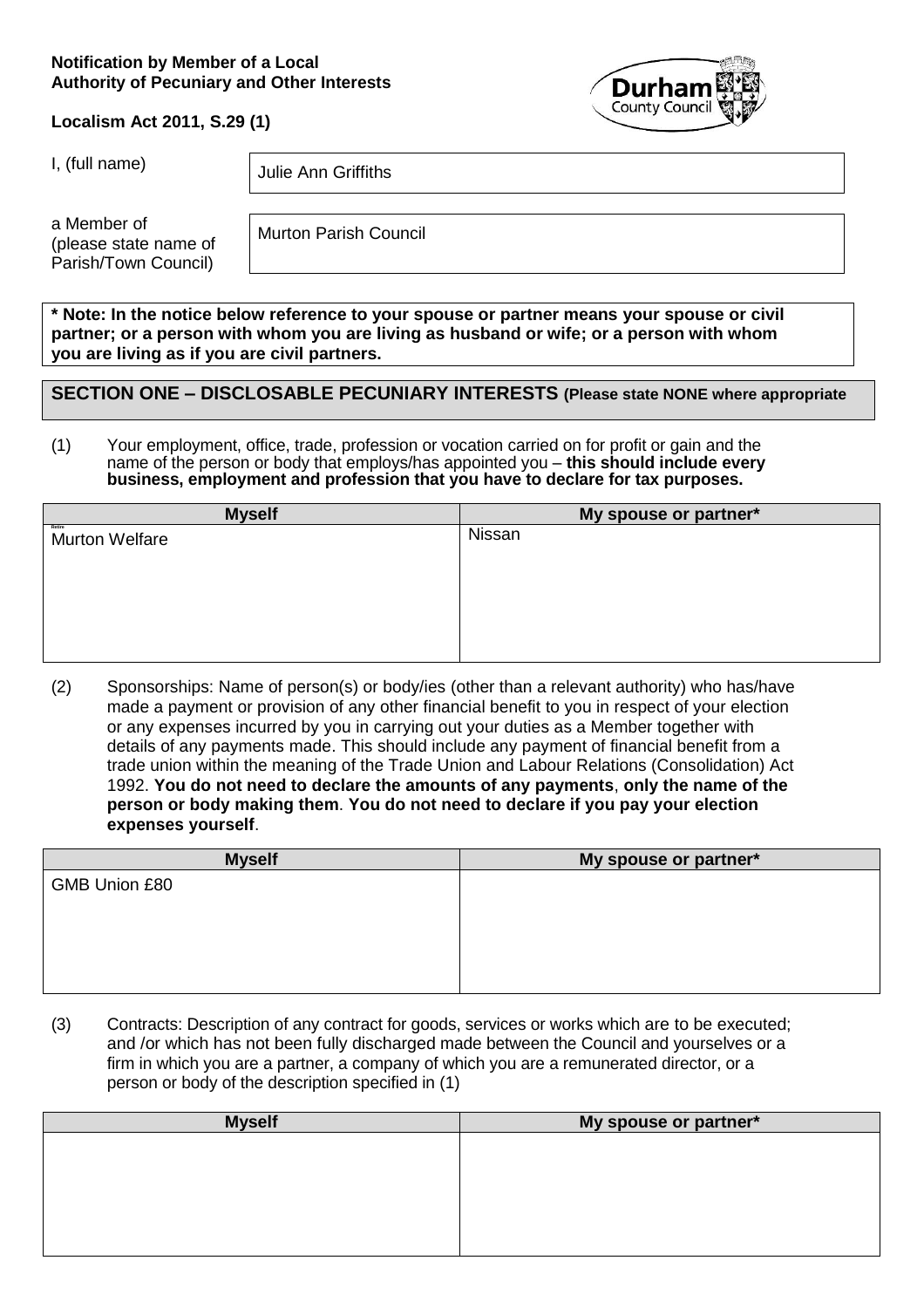**Notification by Member of a Local Authority of Pecuniary and Other Interests**

**Localism Act 2011, S.29 (1)**

| I, (full name) | Julie Ann Griffiths |
|---|---|
| a Member of (please state name of Parish/Town Council) | Murton Parish Council |

**\* Note: In the notice below reference to your spouse or partner means your spouse or civil partner; or a person with whom you are living as husband or wife; or a person with whom you are living as if you are civil partners.**

## SECTION ONE – DISCLOSABLE PECUNIARY INTERESTS (Please state NONE where appropriate

(1) Your employment, office, trade, profession or vocation carried on for profit or gain and the name of the person or body that employs/has appointed you – **this should include every business, employment and profession that you have to declare for tax purposes.**

| Myself | My spouse or partner* |
|---|---|
| Retire<br>Murton Welfare | Nissan |

(2) Sponsorships: Name of person(s) or body/ies (other than a relevant authority) who has/have made a payment or provision of any other financial benefit to you in respect of your election or any expenses incurred by you in carrying out your duties as a Member together with details of any payments made. This should include any payment of financial benefit from a trade union within the meaning of the Trade Union and Labour Relations (Consolidation) Act 1992. **You do not need to declare the amounts of any payments**, **only the name of the person or body making them**. **You do not need to declare if you pay your election expenses yourself**.

| Myself | My spouse or partner* |
|---|---|
| GMB Union £80 | |

(3) Contracts: Description of any contract for goods, services or works which are to be executed; and /or which has not been fully discharged made between the Council and yourselves or a firm in which you are a partner, a company of which you are a remunerated director, or a person or body of the description specified in (1)

| Myself | My spouse or partner* |
|---|---|
| | |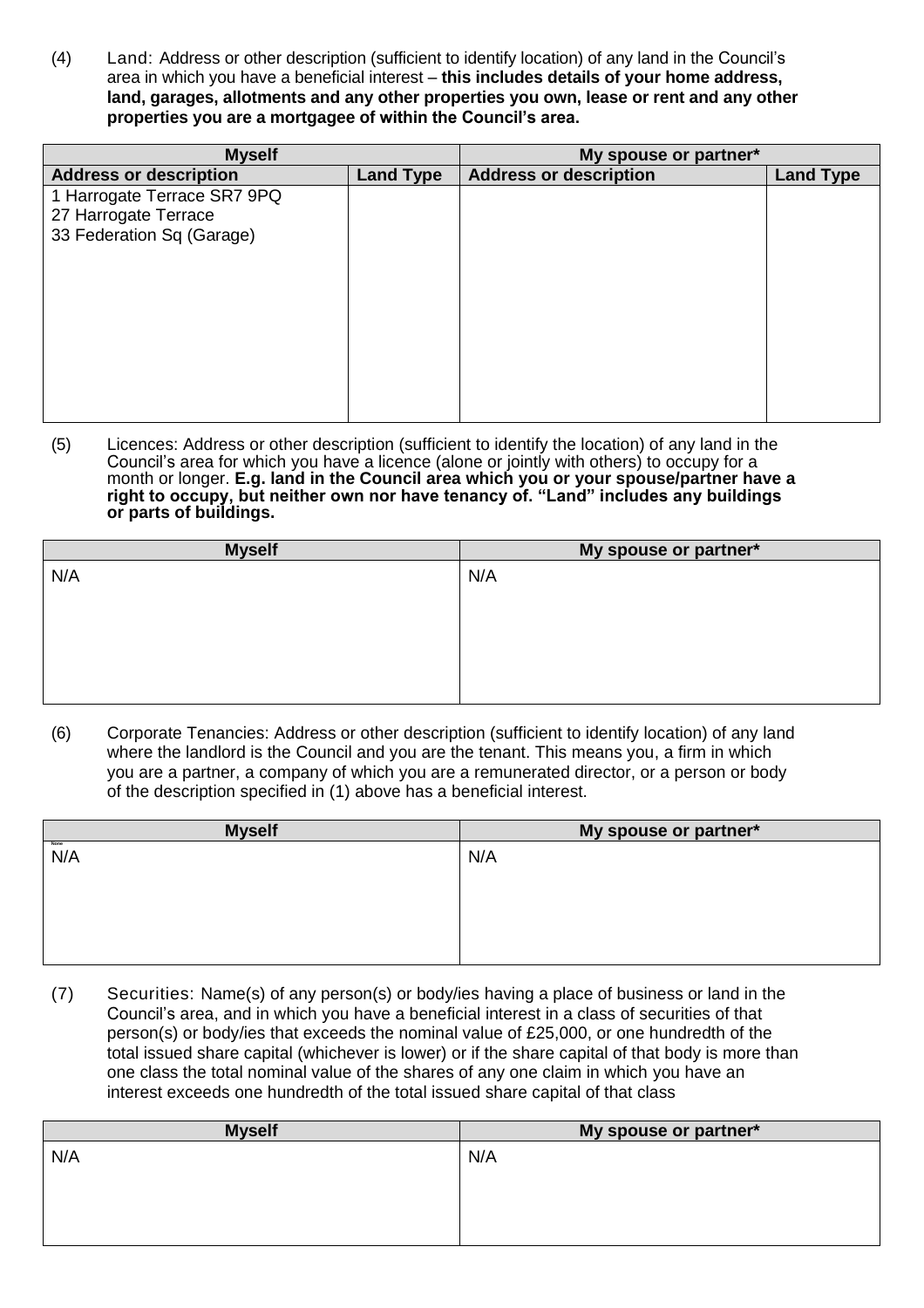(4) Land: Address or other description (sufficient to identify location) of any land in the Council's area in which you have a beneficial interest – **this includes details of your home address, land, garages, allotments and any other properties you own, lease or rent and any other properties you are a mortgagee of within the Council's area.**

| Myself | | My spouse or partner* | |
|---|---|---|---|
| **Address or description** | **Land Type** | **Address or description** | **Land Type** |
| 1 Harrogate Terrace SR7 9PQ<br>27 Harrogate Terrace<br>33 Federation Sq (Garage) | | | |

(5) Licences: Address or other description (sufficient to identify the location) of any land in the Council's area for which you have a licence (alone or jointly with others) to occupy for a month or longer. **E.g. land in the Council area which you or your spouse/partner have a right to occupy, but neither own nor have tenancy of. "Land" includes any buildings or parts of buildings.**

| Myself | My spouse or partner* |
|---|---|
| N/A | N/A |

(6) Corporate Tenancies: Address or other description (sufficient to identify location) of any land where the landlord is the Council and you are the tenant. This means you, a firm in which you are a partner, a company of which you are a remunerated director, or a person or body of the description specified in (1) above has a beneficial interest.

| Myself | My spouse or partner* |
|---|---|
| None<br>N/A | N/A |

(7) Securities: Name(s) of any person(s) or body/ies having a place of business or land in the Council's area, and in which you have a beneficial interest in a class of securities of that person(s) or body/ies that exceeds the nominal value of £25,000, or one hundredth of the total issued share capital (whichever is lower) or if the share capital of that body is more than one class the total nominal value of the shares of any one claim in which you have an interest exceeds one hundredth of the total issued share capital of that class

| Myself | My spouse or partner* |
|---|---|
| N/A | N/A |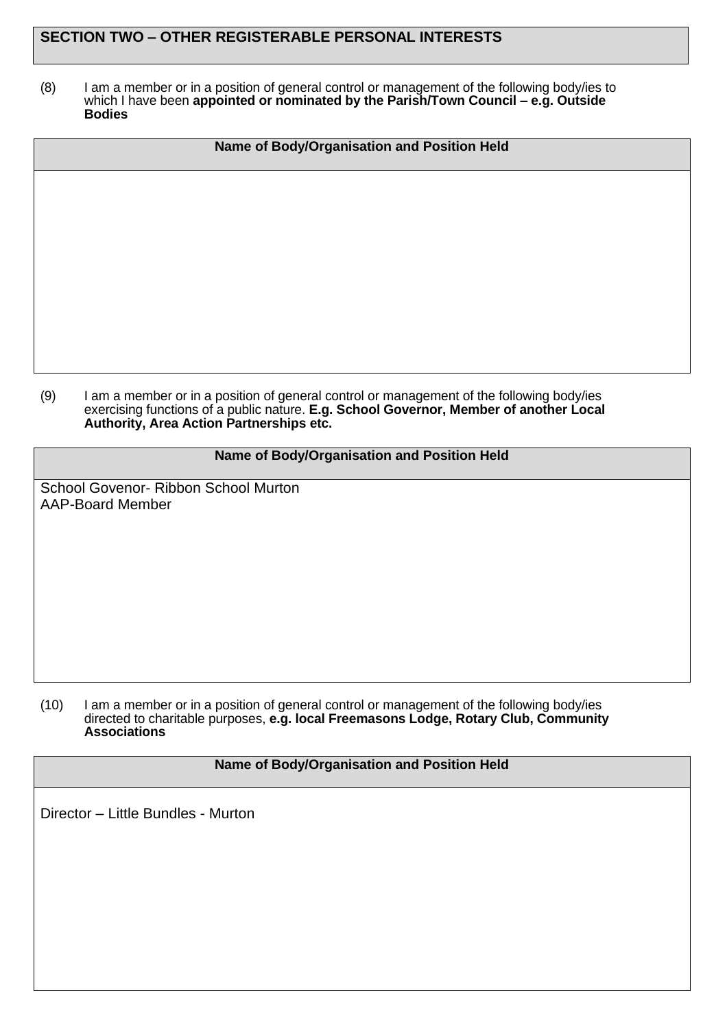## SECTION TWO – OTHER REGISTERABLE PERSONAL INTERESTS

(8) I am a member or in a position of general control or management of the following body/ies to which I have been **appointed or nominated by the Parish/Town Council – e.g. Outside Bodies**

| Name of Body/Organisation and Position Held |
|---|
| |

(9) I am a member or in a position of general control or management of the following body/ies exercising functions of a public nature. **E.g. School Governor, Member of another Local Authority, Area Action Partnerships etc.**

| Name of Body/Organisation and Position Held |
|---|
| School Govenor- Ribbon School Murton<br>AAP-Board Member |

(10) I am a member or in a position of general control or management of the following body/ies directed to charitable purposes, **e.g. local Freemasons Lodge, Rotary Club, Community Associations**

| Name of Body/Organisation and Position Held |
|---|
| Director – Little Bundles - Murton |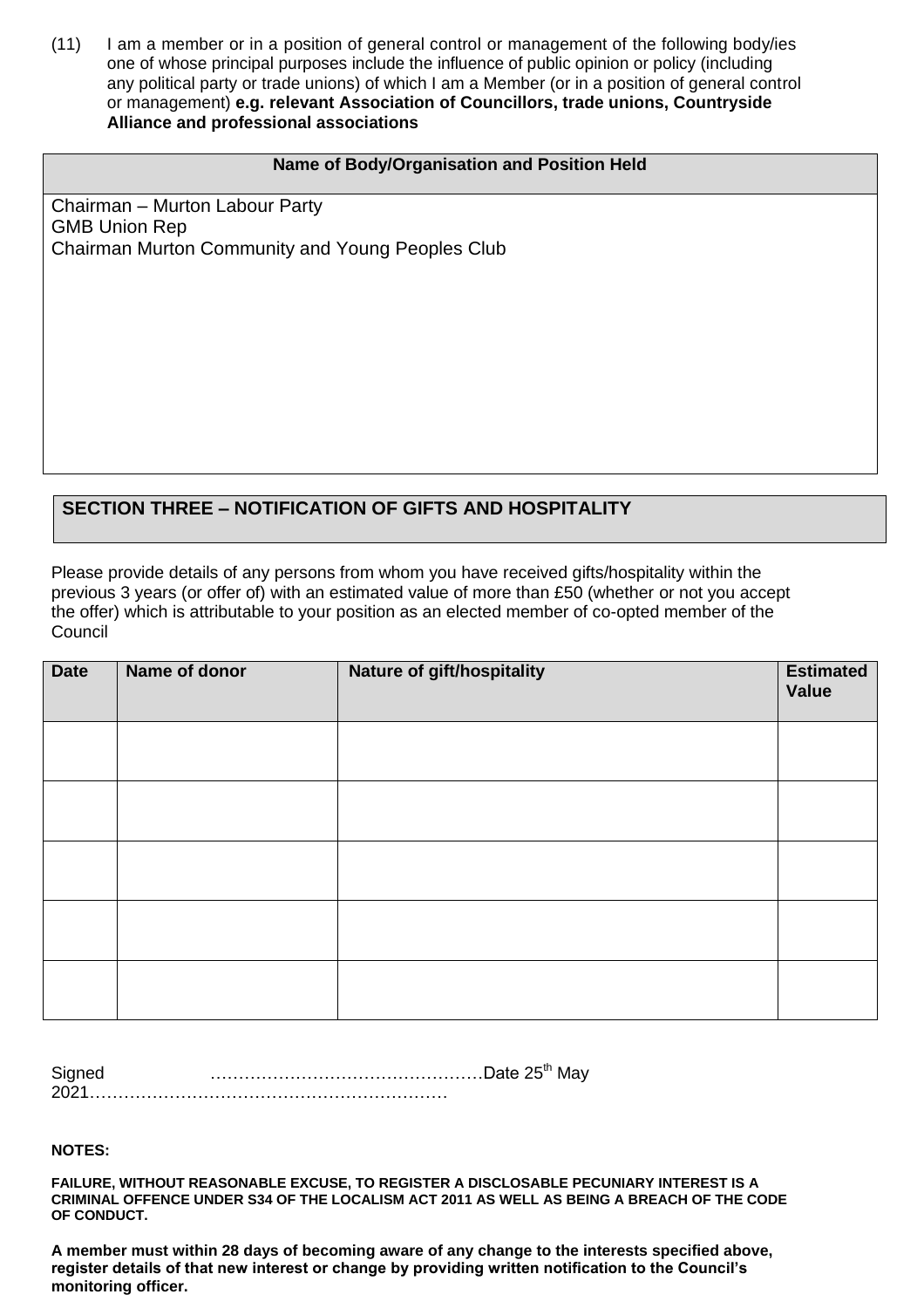(11) I am a member or in a position of general control or management of the following body/ies one of whose principal purposes include the influence of public opinion or policy (including any political party or trade unions) of which I am a Member (or in a position of general control or management) **e.g. relevant Association of Councillors, trade unions, Countryside Alliance and professional associations**

| Name of Body/Organisation and Position Held |
| --- |
| Chairman – Murton Labour Party<br>GMB Union Rep<br>Chairman Murton Community and Young Peoples Club |

## SECTION THREE – NOTIFICATION OF GIFTS AND HOSPITALITY

Please provide details of any persons from whom you have received gifts/hospitality within the previous 3 years (or offer of) with an estimated value of more than £50 (whether or not you accept the offer) which is attributable to your position as an elected member of co-opted member of the Council

| Date | Name of donor | Nature of gift/hospitality | Estimated Value |
| --- | --- | --- | --- |
| | | | |
| | | | |
| | | | |
| | | | |
| | | | |

Signed ……………………………………………Date 25th May 2021………………………………………………………

**NOTES:**

**FAILURE, WITHOUT REASONABLE EXCUSE, TO REGISTER A DISCLOSABLE PECUNIARY INTEREST IS A CRIMINAL OFFENCE UNDER S34 OF THE LOCALISM ACT 2011 AS WELL AS BEING A BREACH OF THE CODE OF CONDUCT.**

**A member must within 28 days of becoming aware of any change to the interests specified above, register details of that new interest or change by providing written notification to the Council's monitoring officer.**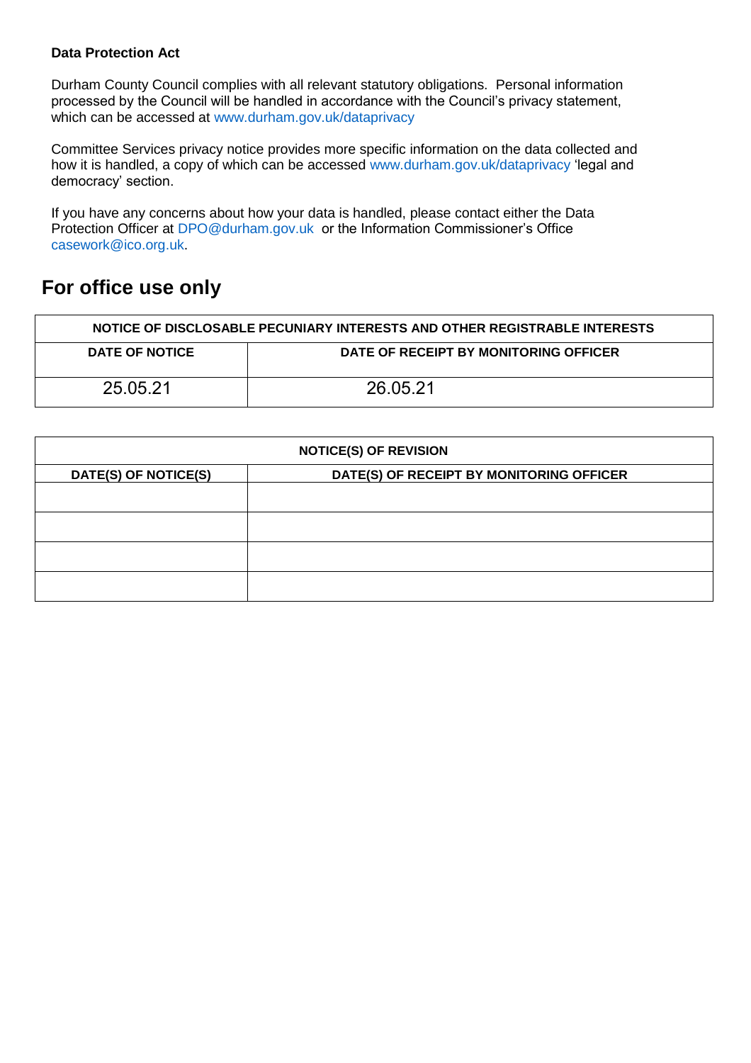**Data Protection Act**

Durham County Council complies with all relevant statutory obligations. Personal information processed by the Council will be handled in accordance with the Council's privacy statement, which can be accessed at www.durham.gov.uk/dataprivacy

Committee Services privacy notice provides more specific information on the data collected and how it is handled, a copy of which can be accessed www.durham.gov.uk/dataprivacy 'legal and democracy' section.

If you have any concerns about how your data is handled, please contact either the Data Protection Officer at DPO@durham.gov.uk or the Information Commissioner's Office casework@ico.org.uk.

## For office use only

| NOTICE OF DISCLOSABLE PECUNIARY INTERESTS AND OTHER REGISTRABLE INTERESTS | |
|---|---|
| **DATE OF NOTICE** | **DATE OF RECEIPT BY MONITORING OFFICER** |
| 25.05.21 | 26.05.21 |

| NOTICE(S) OF REVISION | |
|---|---|
| **DATE(S) OF NOTICE(S)** | **DATE(S) OF RECEIPT BY MONITORING OFFICER** |
| | |
| | |
| | |
| | |